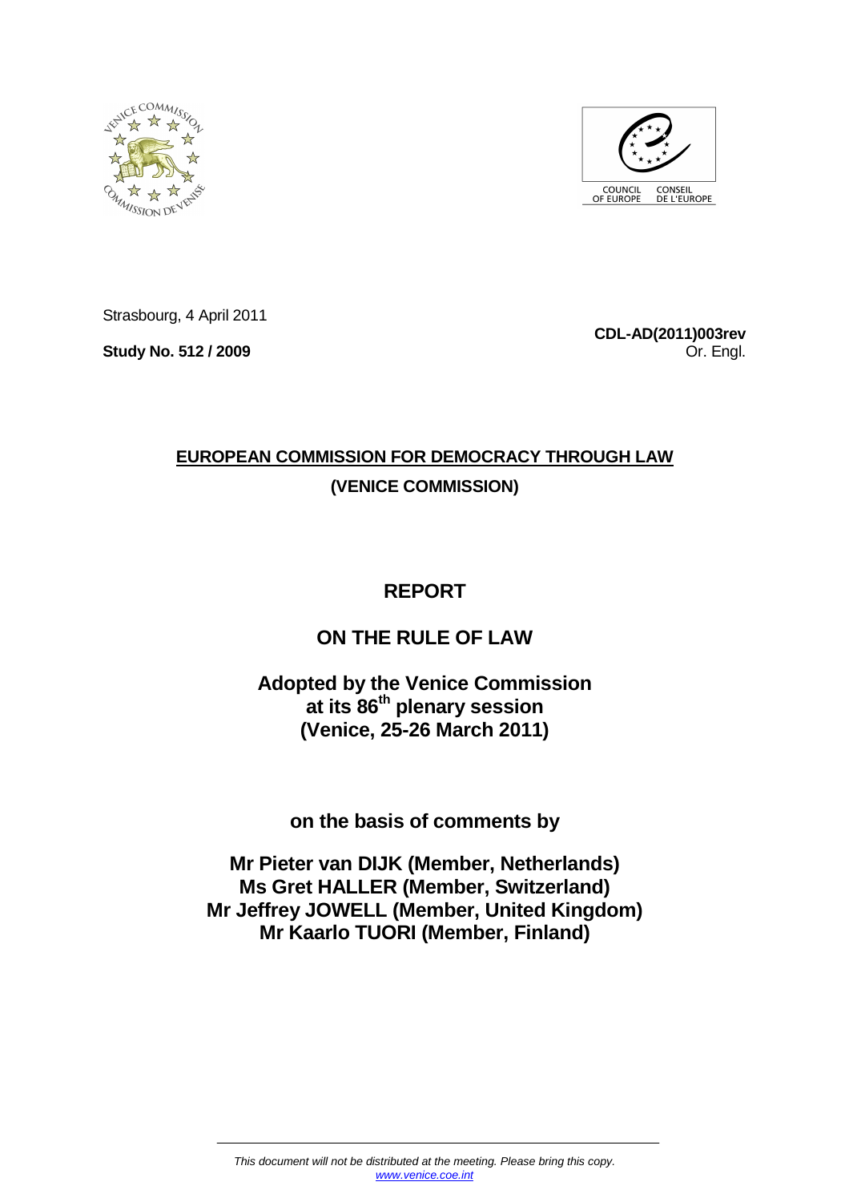Strasbourg, 4 April 2011

**Study No. 512 / 2009**

**CDL-AD(2011)003rev**
Or. Engl.

**EUROPEAN COMMISSION FOR DEMOCRACY THROUGH LAW**

**(VENICE COMMISSION)**

# REPORT

## ON THE RULE OF LAW

**Adopted by the Venice Commission at its 86th plenary session (Venice, 25-26 March 2011)**

**on the basis of comments by**

**Mr Pieter van DIJK (Member, Netherlands)**
**Ms Gret HALLER (Member, Switzerland)**
**Mr Jeffrey JOWELL (Member, United Kingdom)**
**Mr Kaarlo TUORI (Member, Finland)**

*This document will not be distributed at the meeting. Please bring this copy.*
*www.venice.coe.int*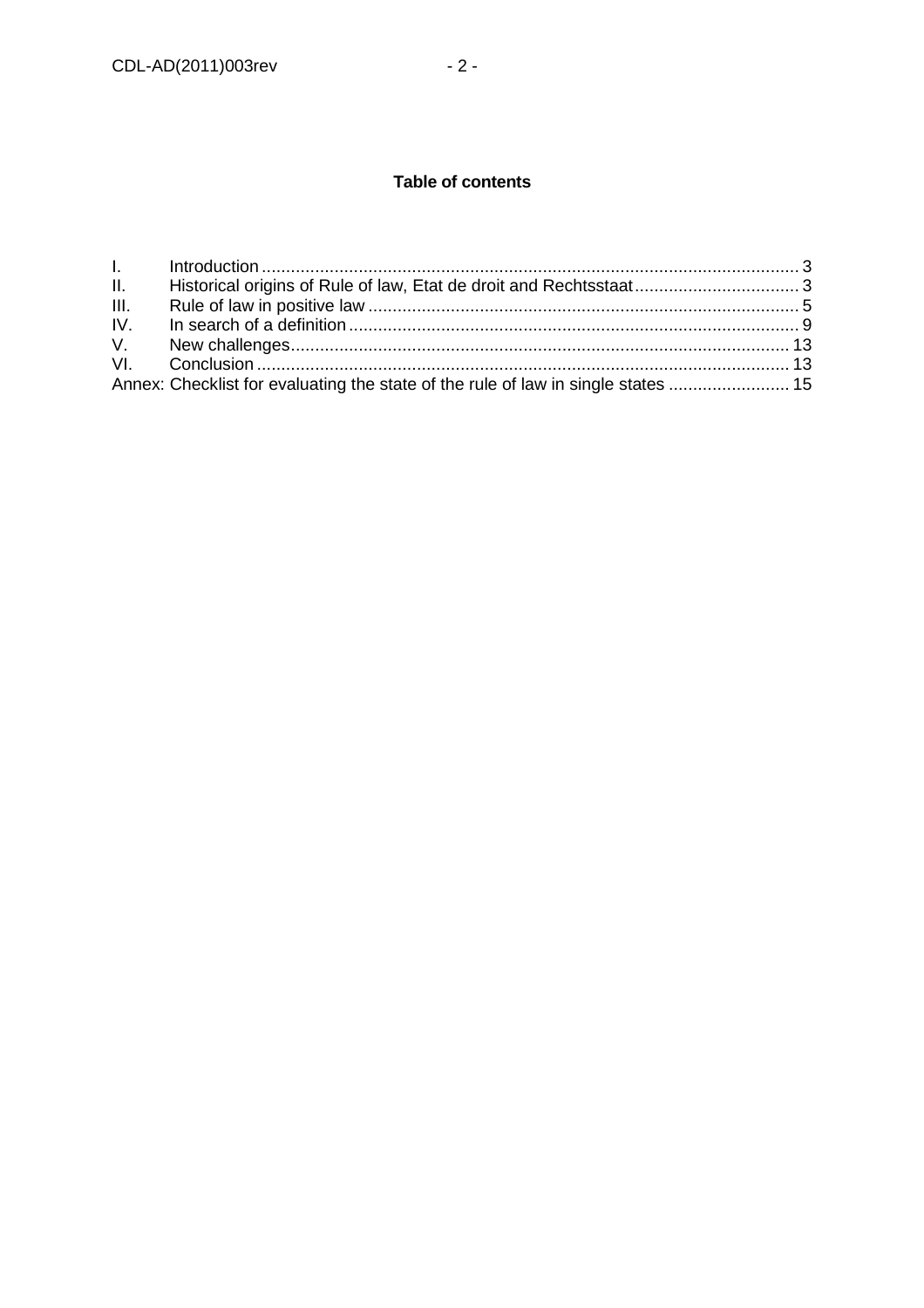**Table of contents**

| | | |
|---|---|---|
| I. | Introduction | 3 |
| II. | Historical origins of Rule of law, Etat de droit and Rechtsstaat | 3 |
| III. | Rule of law in positive law | 5 |
| IV. | In search of a definition | 9 |
| V. | New challenges | 13 |
| VI. | Conclusion | 13 |
| Annex: | Checklist for evaluating the state of the rule of law in single states | 15 |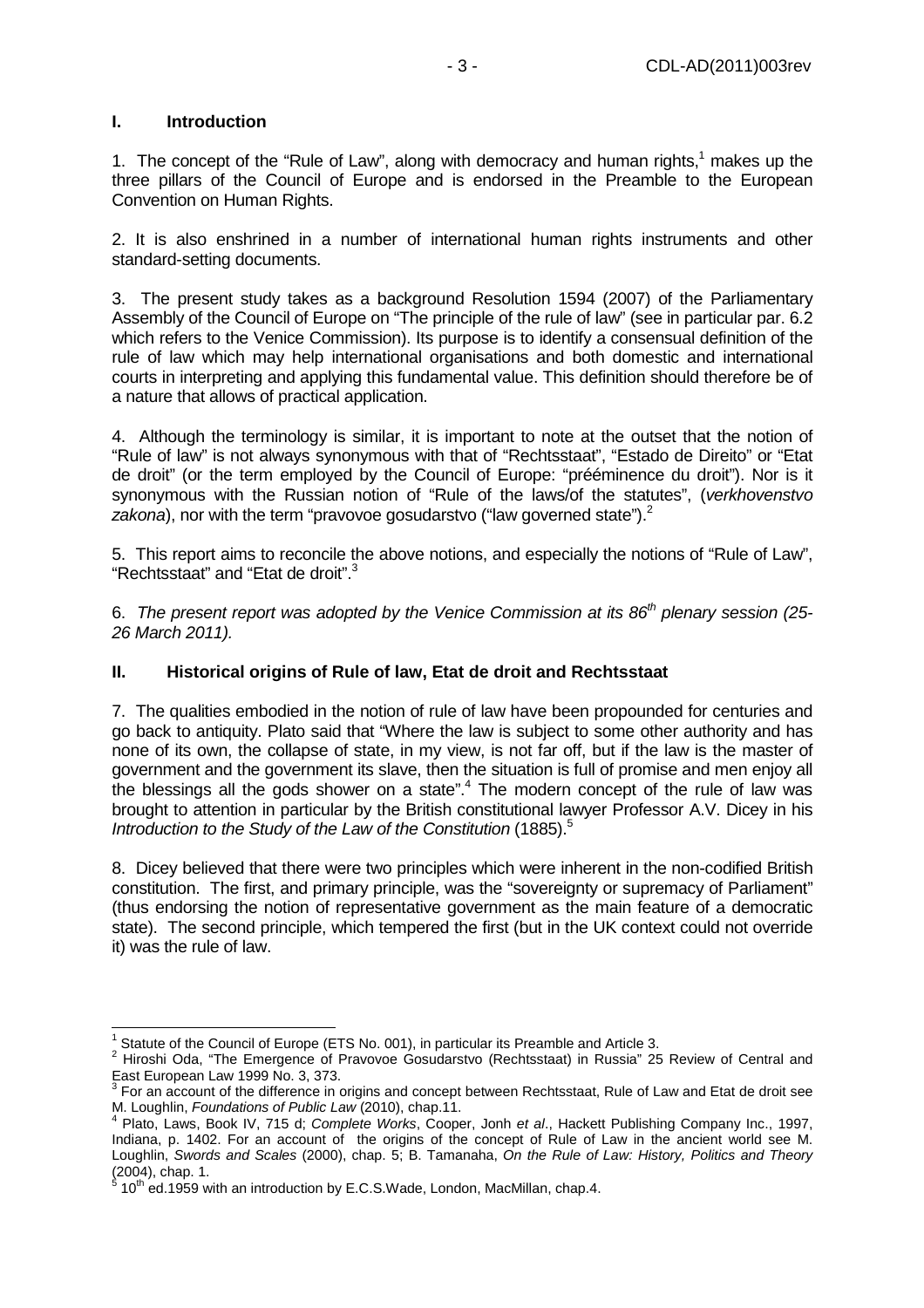## I. Introduction

1. The concept of the "Rule of Law", along with democracy and human rights,[1] makes up the three pillars of the Council of Europe and is endorsed in the Preamble to the European Convention on Human Rights.

2. It is also enshrined in a number of international human rights instruments and other standard-setting documents.

3. The present study takes as a background Resolution 1594 (2007) of the Parliamentary Assembly of the Council of Europe on "The principle of the rule of law" (see in particular par. 6.2 which refers to the Venice Commission). Its purpose is to identify a consensual definition of the rule of law which may help international organisations and both domestic and international courts in interpreting and applying this fundamental value. This definition should therefore be of a nature that allows of practical application.

4. Although the terminology is similar, it is important to note at the outset that the notion of "Rule of law" is not always synonymous with that of "Rechtsstaat", "Estado de Direito" or "Etat de droit" (or the term employed by the Council of Europe: "prééminence du droit"). Nor is it synonymous with the Russian notion of "Rule of the laws/of the statutes", (*verkhovenstvo zakona*), nor with the term "pravovoe gosudarstvo ("law governed state").[2]

5. This report aims to reconcile the above notions, and especially the notions of "Rule of Law", "Rechtsstaat" and "Etat de droit".[3]

6. *The present report was adopted by the Venice Commission at its 86th plenary session (25-26 March 2011).*

## II. Historical origins of Rule of law, Etat de droit and Rechtsstaat

7. The qualities embodied in the notion of rule of law have been propounded for centuries and go back to antiquity. Plato said that "Where the law is subject to some other authority and has none of its own, the collapse of state, in my view, is not far off, but if the law is the master of government and the government its slave, then the situation is full of promise and men enjoy all the blessings all the gods shower on a state".[4] The modern concept of the rule of law was brought to attention in particular by the British constitutional lawyer Professor A.V. Dicey in his *Introduction to the Study of the Law of the Constitution* (1885).[5]

8. Dicey believed that there were two principles which were inherent in the non-codified British constitution. The first, and primary principle, was the "sovereignty or supremacy of Parliament" (thus endorsing the notion of representative government as the main feature of a democratic state). The second principle, which tempered the first (but in the UK context could not override it) was the rule of law.

---

[1] Statute of the Council of Europe (ETS No. 001), in particular its Preamble and Article 3.

[2] Hiroshi Oda, "The Emergence of Pravovoe Gosudarstvo (Rechtsstaat) in Russia" 25 Review of Central and East European Law 1999 No. 3, 373.

[3] For an account of the difference in origins and concept between Rechtsstaat, Rule of Law and Etat de droit see M. Loughlin, *Foundations of Public Law* (2010), chap.11.

[4] Plato, Laws, Book IV, 715 d; *Complete Works*, Cooper, Jonh *et al*., Hackett Publishing Company Inc., 1997, Indiana, p. 1402. For an account of the origins of the concept of Rule of Law in the ancient world see M. Loughlin, *Swords and Scales* (2000), chap. 5; B. Tamanaha, *On the Rule of Law: History, Politics and Theory* (2004), chap. 1.

[5] 10th ed.1959 with an introduction by E.C.S.Wade, London, MacMillan, chap.4.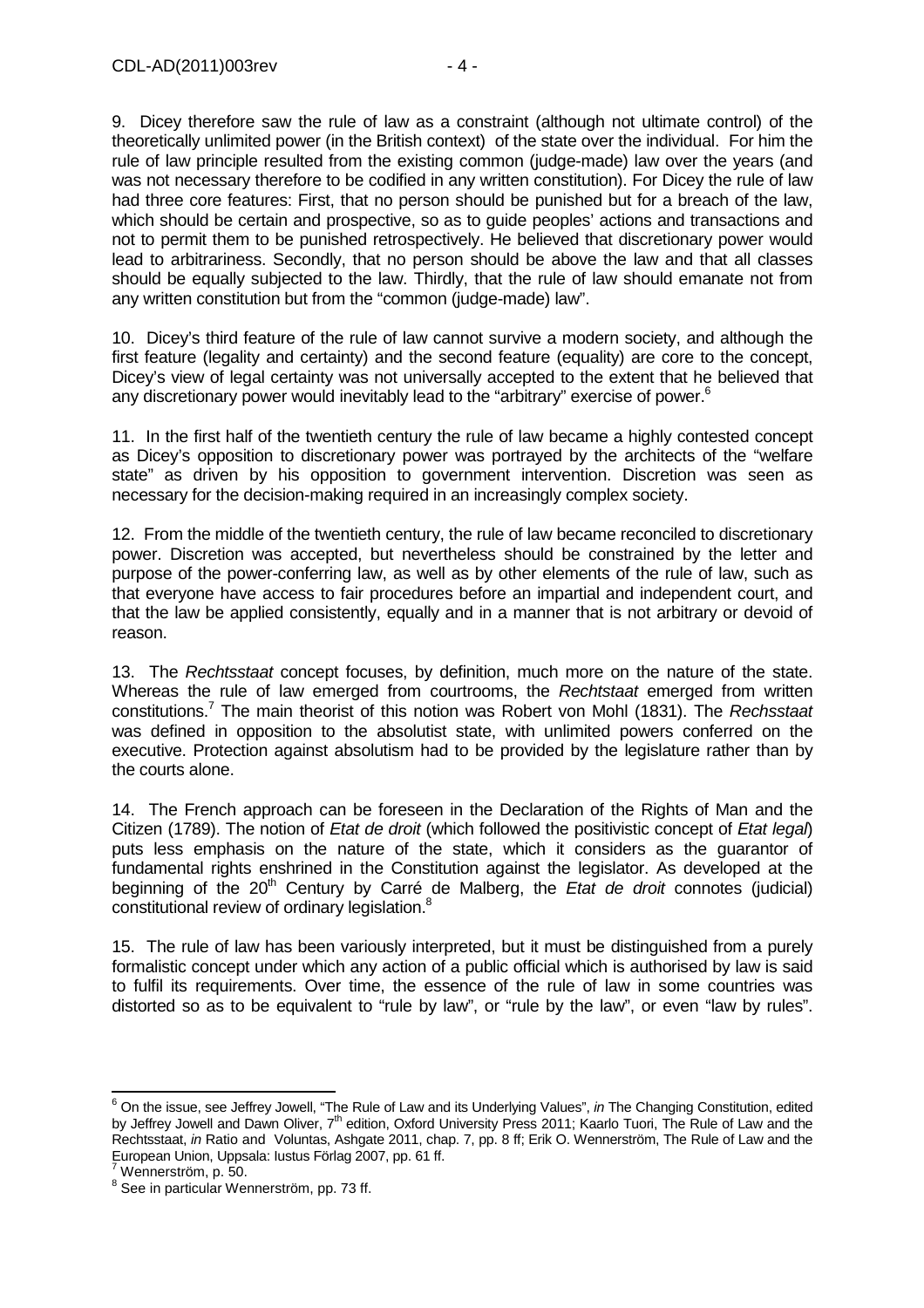9. Dicey therefore saw the rule of law as a constraint (although not ultimate control) of the theoretically unlimited power (in the British context) of the state over the individual. For him the rule of law principle resulted from the existing common (judge-made) law over the years (and was not necessary therefore to be codified in any written constitution). For Dicey the rule of law had three core features: First, that no person should be punished but for a breach of the law, which should be certain and prospective, so as to guide peoples' actions and transactions and not to permit them to be punished retrospectively. He believed that discretionary power would lead to arbitrariness. Secondly, that no person should be above the law and that all classes should be equally subjected to the law. Thirdly, that the rule of law should emanate not from any written constitution but from the "common (judge-made) law".

10. Dicey's third feature of the rule of law cannot survive a modern society, and although the first feature (legality and certainty) and the second feature (equality) are core to the concept, Dicey's view of legal certainty was not universally accepted to the extent that he believed that any discretionary power would inevitably lead to the "arbitrary" exercise of power.[6]

11. In the first half of the twentieth century the rule of law became a highly contested concept as Dicey's opposition to discretionary power was portrayed by the architects of the "welfare state" as driven by his opposition to government intervention. Discretion was seen as necessary for the decision-making required in an increasingly complex society.

12. From the middle of the twentieth century, the rule of law became reconciled to discretionary power. Discretion was accepted, but nevertheless should be constrained by the letter and purpose of the power-conferring law, as well as by other elements of the rule of law, such as that everyone have access to fair procedures before an impartial and independent court, and that the law be applied consistently, equally and in a manner that is not arbitrary or devoid of reason.

13. The *Rechtsstaat* concept focuses, by definition, much more on the nature of the state. Whereas the rule of law emerged from courtrooms, the *Rechtstaat* emerged from written constitutions.[7] The main theorist of this notion was Robert von Mohl (1831). The *Rechsstaat* was defined in opposition to the absolutist state, with unlimited powers conferred on the executive. Protection against absolutism had to be provided by the legislature rather than by the courts alone.

14. The French approach can be foreseen in the Declaration of the Rights of Man and the Citizen (1789). The notion of *Etat de droit* (which followed the positivistic concept of *Etat legal*) puts less emphasis on the nature of the state, which it considers as the guarantor of fundamental rights enshrined in the Constitution against the legislator. As developed at the beginning of the 20th Century by Carré de Malberg, the *Etat de droit* connotes (judicial) constitutional review of ordinary legislation.[8]

15. The rule of law has been variously interpreted, but it must be distinguished from a purely formalistic concept under which any action of a public official which is authorised by law is said to fulfil its requirements. Over time, the essence of the rule of law in some countries was distorted so as to be equivalent to "rule by law", or "rule by the law", or even "law by rules".

---

[6] On the issue, see Jeffrey Jowell, "The Rule of Law and its Underlying Values", *in* The Changing Constitution, edited by Jeffrey Jowell and Dawn Oliver, 7th edition, Oxford University Press 2011; Kaarlo Tuori, The Rule of Law and the Rechtsstaat, *in* Ratio and Voluntas, Ashgate 2011, chap. 7, pp. 8 ff; Erik O. Wennerström, The Rule of Law and the European Union, Uppsala: Iustus Förlag 2007, pp. 61 ff.

[7] Wennerström, p. 50.

[8] See in particular Wennerström, pp. 73 ff.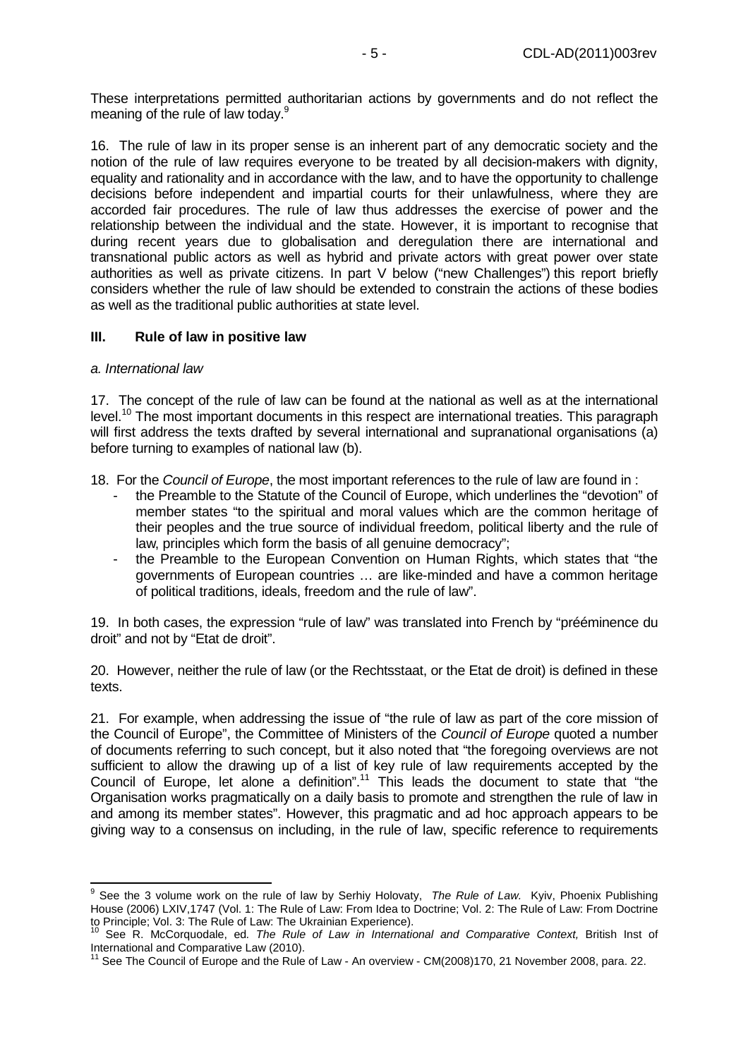These interpretations permitted authoritarian actions by governments and do not reflect the meaning of the rule of law today.[9]

16. The rule of law in its proper sense is an inherent part of any democratic society and the notion of the rule of law requires everyone to be treated by all decision-makers with dignity, equality and rationality and in accordance with the law, and to have the opportunity to challenge decisions before independent and impartial courts for their unlawfulness, where they are accorded fair procedures. The rule of law thus addresses the exercise of power and the relationship between the individual and the state. However, it is important to recognise that during recent years due to globalisation and deregulation there are international and transnational public actors as well as hybrid and private actors with great power over state authorities as well as private citizens. In part V below ("new Challenges") this report briefly considers whether the rule of law should be extended to constrain the actions of these bodies as well as the traditional public authorities at state level.

## III. Rule of law in positive law

*a. International law*

17. The concept of the rule of law can be found at the national as well as at the international level.[10] The most important documents in this respect are international treaties. This paragraph will first address the texts drafted by several international and supranational organisations (a) before turning to examples of national law (b).

18. For the *Council of Europe*, the most important references to the rule of law are found in :

- the Preamble to the Statute of the Council of Europe, which underlines the "devotion" of member states "to the spiritual and moral values which are the common heritage of their peoples and the true source of individual freedom, political liberty and the rule of law, principles which form the basis of all genuine democracy";
- the Preamble to the European Convention on Human Rights, which states that "the governments of European countries … are like-minded and have a common heritage of political traditions, ideals, freedom and the rule of law".

19. In both cases, the expression "rule of law" was translated into French by "prééminence du droit" and not by "Etat de droit".

20. However, neither the rule of law (or the Rechtsstaat, or the Etat de droit) is defined in these texts.

21. For example, when addressing the issue of "the rule of law as part of the core mission of the Council of Europe", the Committee of Ministers of the *Council of Europe* quoted a number of documents referring to such concept, but it also noted that "the foregoing overviews are not sufficient to allow the drawing up of a list of key rule of law requirements accepted by the Council of Europe, let alone a definition".[11] This leads the document to state that "the Organisation works pragmatically on a daily basis to promote and strengthen the rule of law in and among its member states". However, this pragmatic and ad hoc approach appears to be giving way to a consensus on including, in the rule of law, specific reference to requirements

---

[9] See the 3 volume work on the rule of law by Serhiy Holovaty, *The Rule of Law.* Kyiv, Phoenix Publishing House (2006) LXIV,1747 (Vol. 1: The Rule of Law: From Idea to Doctrine; Vol. 2: The Rule of Law: From Doctrine to Principle; Vol. 3: The Rule of Law: The Ukrainian Experience).

[10] See R. McCorquodale, ed. *The Rule of Law in International and Comparative Context,* British Inst of International and Comparative Law (2010).

[11] See The Council of Europe and the Rule of Law - An overview - CM(2008)170, 21 November 2008, para. 22.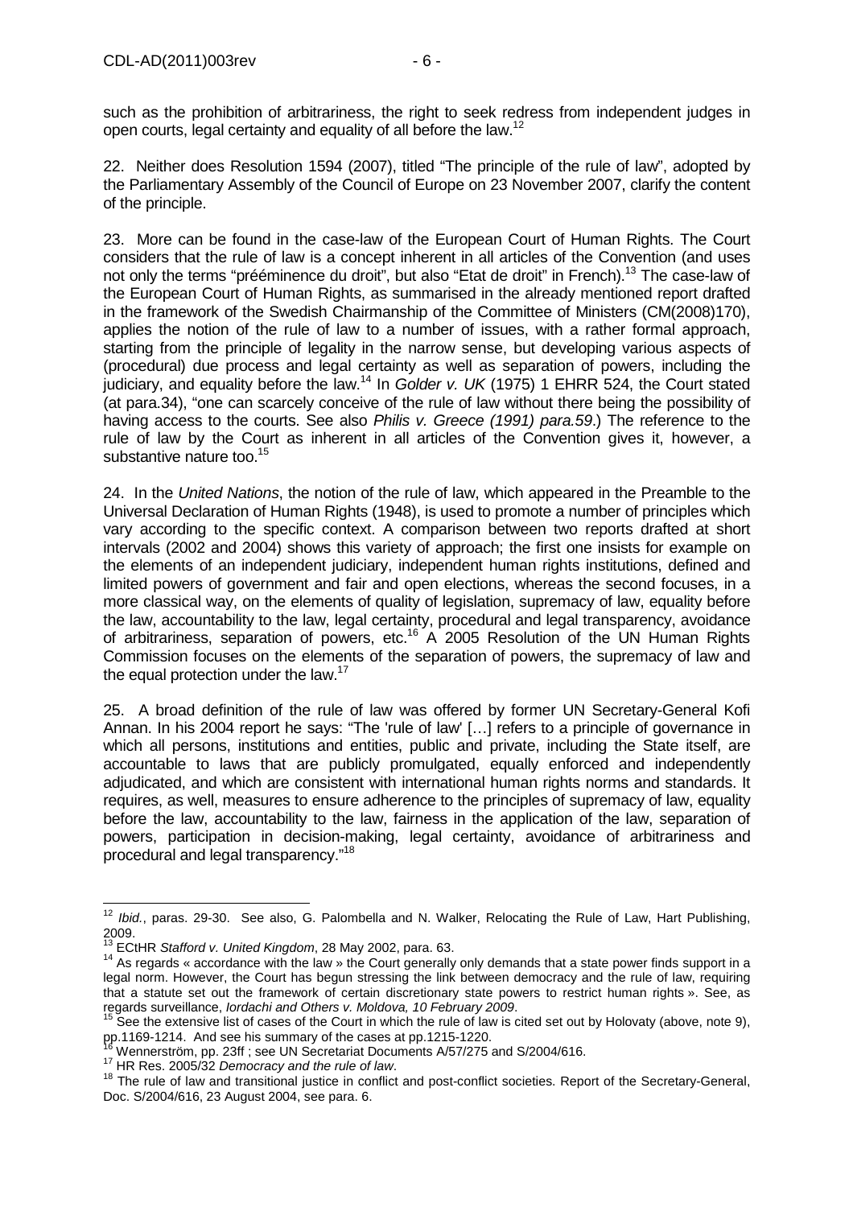such as the prohibition of arbitrariness, the right to seek redress from independent judges in open courts, legal certainty and equality of all before the law.[12]

22. Neither does Resolution 1594 (2007), titled "The principle of the rule of law", adopted by the Parliamentary Assembly of the Council of Europe on 23 November 2007, clarify the content of the principle.

23. More can be found in the case-law of the European Court of Human Rights. The Court considers that the rule of law is a concept inherent in all articles of the Convention (and uses not only the terms "prééminence du droit", but also "Etat de droit" in French).[13] The case-law of the European Court of Human Rights, as summarised in the already mentioned report drafted in the framework of the Swedish Chairmanship of the Committee of Ministers (CM(2008)170), applies the notion of the rule of law to a number of issues, with a rather formal approach, starting from the principle of legality in the narrow sense, but developing various aspects of (procedural) due process and legal certainty as well as separation of powers, including the judiciary, and equality before the law.[14] In *Golder v. UK* (1975) 1 EHRR 524, the Court stated (at para.34), "one can scarcely conceive of the rule of law without there being the possibility of having access to the courts. See also *Philis v. Greece (1991) para.59*.) The reference to the rule of law by the Court as inherent in all articles of the Convention gives it, however, a substantive nature too.[15]

24. In the *United Nations*, the notion of the rule of law, which appeared in the Preamble to the Universal Declaration of Human Rights (1948), is used to promote a number of principles which vary according to the specific context. A comparison between two reports drafted at short intervals (2002 and 2004) shows this variety of approach; the first one insists for example on the elements of an independent judiciary, independent human rights institutions, defined and limited powers of government and fair and open elections, whereas the second focuses, in a more classical way, on the elements of quality of legislation, supremacy of law, equality before the law, accountability to the law, legal certainty, procedural and legal transparency, avoidance of arbitrariness, separation of powers, etc.[16] A 2005 Resolution of the UN Human Rights Commission focuses on the elements of the separation of powers, the supremacy of law and the equal protection under the law.[17]

25. A broad definition of the rule of law was offered by former UN Secretary-General Kofi Annan. In his 2004 report he says: "The 'rule of law' […] refers to a principle of governance in which all persons, institutions and entities, public and private, including the State itself, are accountable to laws that are publicly promulgated, equally enforced and independently adjudicated, and which are consistent with international human rights norms and standards. It requires, as well, measures to ensure adherence to the principles of supremacy of law, equality before the law, accountability to the law, fairness in the application of the law, separation of powers, participation in decision-making, legal certainty, avoidance of arbitrariness and procedural and legal transparency."[18]

---

[12] *Ibid.*, paras. 29-30. See also, G. Palombella and N. Walker, Relocating the Rule of Law, Hart Publishing, 2009.

[13] ECtHR *Stafford v. United Kingdom*, 28 May 2002, para. 63.

[14] As regards « accordance with the law » the Court generally only demands that a state power finds support in a legal norm. However, the Court has begun stressing the link between democracy and the rule of law, requiring that a statute set out the framework of certain discretionary state powers to restrict human rights ». See, as regards surveillance, *Iordachi and Others v. Moldova, 10 February 2009*.

[15] See the extensive list of cases of the Court in which the rule of law is cited set out by Holovaty (above, note 9), pp.1169-1214. And see his summary of the cases at pp.1215-1220.

[16] Wennerström, pp. 23ff ; see UN Secretariat Documents A/57/275 and S/2004/616.

[17] HR Res. 2005/32 *Democracy and the rule of law*.

[18] The rule of law and transitional justice in conflict and post-conflict societies. Report of the Secretary-General, Doc. S/2004/616, 23 August 2004, see para. 6.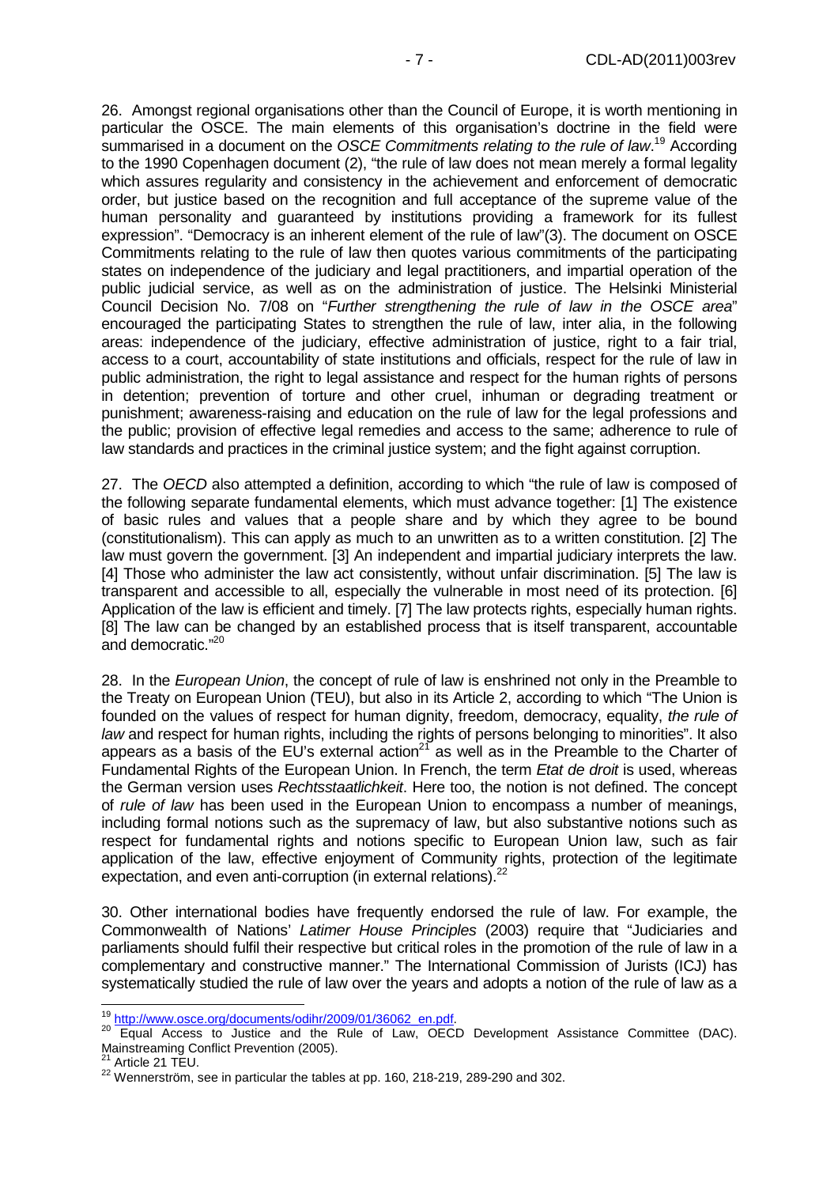26. Amongst regional organisations other than the Council of Europe, it is worth mentioning in particular the OSCE. The main elements of this organisation's doctrine in the field were summarised in a document on the *OSCE Commitments relating to the rule of law*.[19] According to the 1990 Copenhagen document (2), "the rule of law does not mean merely a formal legality which assures regularity and consistency in the achievement and enforcement of democratic order, but justice based on the recognition and full acceptance of the supreme value of the human personality and guaranteed by institutions providing a framework for its fullest expression". "Democracy is an inherent element of the rule of law"(3). The document on OSCE Commitments relating to the rule of law then quotes various commitments of the participating states on independence of the judiciary and legal practitioners, and impartial operation of the public judicial service, as well as on the administration of justice. The Helsinki Ministerial Council Decision No. 7/08 on "*Further strengthening the rule of law in the OSCE area*" encouraged the participating States to strengthen the rule of law, inter alia, in the following areas: independence of the judiciary, effective administration of justice, right to a fair trial, access to a court, accountability of state institutions and officials, respect for the rule of law in public administration, the right to legal assistance and respect for the human rights of persons in detention; prevention of torture and other cruel, inhuman or degrading treatment or punishment; awareness-raising and education on the rule of law for the legal professions and the public; provision of effective legal remedies and access to the same; adherence to rule of law standards and practices in the criminal justice system; and the fight against corruption.

27. The *OECD* also attempted a definition, according to which "the rule of law is composed of the following separate fundamental elements, which must advance together: [1] The existence of basic rules and values that a people share and by which they agree to be bound (constitutionalism). This can apply as much to an unwritten as to a written constitution. [2] The law must govern the government. [3] An independent and impartial judiciary interprets the law. [4] Those who administer the law act consistently, without unfair discrimination. [5] The law is transparent and accessible to all, especially the vulnerable in most need of its protection. [6] Application of the law is efficient and timely. [7] The law protects rights, especially human rights. [8] The law can be changed by an established process that is itself transparent, accountable and democratic."[20]

28. In the *European Union*, the concept of rule of law is enshrined not only in the Preamble to the Treaty on European Union (TEU), but also in its Article 2, according to which "The Union is founded on the values of respect for human dignity, freedom, democracy, equality, *the rule of law* and respect for human rights, including the rights of persons belonging to minorities". It also appears as a basis of the EU's external action[21] as well as in the Preamble to the Charter of Fundamental Rights of the European Union. In French, the term *Etat de droit* is used, whereas the German version uses *Rechtsstaatlichkeit*. Here too, the notion is not defined. The concept of *rule of law* has been used in the European Union to encompass a number of meanings, including formal notions such as the supremacy of law, but also substantive notions such as respect for fundamental rights and notions specific to European Union law, such as fair application of the law, effective enjoyment of Community rights, protection of the legitimate expectation, and even anti-corruption (in external relations).[22]

30. Other international bodies have frequently endorsed the rule of law. For example, the Commonwealth of Nations' *Latimer House Principles* (2003) require that "Judiciaries and parliaments should fulfil their respective but critical roles in the promotion of the rule of law in a complementary and constructive manner." The International Commission of Jurists (ICJ) has systematically studied the rule of law over the years and adopts a notion of the rule of law as a

---

[19] http://www.osce.org/documents/odihr/2009/01/36062_en.pdf.

[20] Equal Access to Justice and the Rule of Law, OECD Development Assistance Committee (DAC). Mainstreaming Conflict Prevention (2005).

[21] Article 21 TEU.

[22] Wennerström, see in particular the tables at pp. 160, 218-219, 289-290 and 302.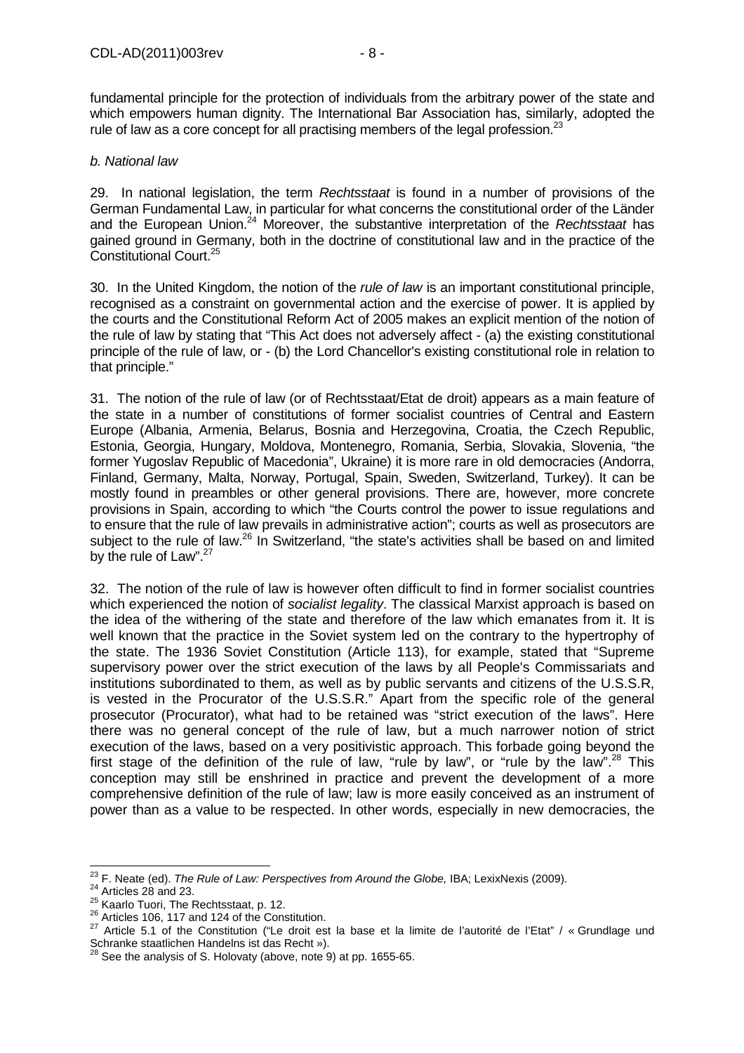fundamental principle for the protection of individuals from the arbitrary power of the state and which empowers human dignity. The International Bar Association has, similarly, adopted the rule of law as a core concept for all practising members of the legal profession.[23]

*b. National law*

29. In national legislation, the term *Rechtsstaat* is found in a number of provisions of the German Fundamental Law, in particular for what concerns the constitutional order of the Länder and the European Union.[24] Moreover, the substantive interpretation of the *Rechtsstaat* has gained ground in Germany, both in the doctrine of constitutional law and in the practice of the Constitutional Court.[25]

30. In the United Kingdom, the notion of the *rule of law* is an important constitutional principle, recognised as a constraint on governmental action and the exercise of power. It is applied by the courts and the Constitutional Reform Act of 2005 makes an explicit mention of the notion of the rule of law by stating that "This Act does not adversely affect - (a) the existing constitutional principle of the rule of law, or - (b) the Lord Chancellor's existing constitutional role in relation to that principle."

31. The notion of the rule of law (or of Rechtsstaat/Etat de droit) appears as a main feature of the state in a number of constitutions of former socialist countries of Central and Eastern Europe (Albania, Armenia, Belarus, Bosnia and Herzegovina, Croatia, the Czech Republic, Estonia, Georgia, Hungary, Moldova, Montenegro, Romania, Serbia, Slovakia, Slovenia, "the former Yugoslav Republic of Macedonia", Ukraine) it is more rare in old democracies (Andorra, Finland, Germany, Malta, Norway, Portugal, Spain, Sweden, Switzerland, Turkey). It can be mostly found in preambles or other general provisions. There are, however, more concrete provisions in Spain, according to which "the Courts control the power to issue regulations and to ensure that the rule of law prevails in administrative action"; courts as well as prosecutors are subject to the rule of law.[26] In Switzerland, "the state's activities shall be based on and limited by the rule of Law".[27]

32. The notion of the rule of law is however often difficult to find in former socialist countries which experienced the notion of *socialist legality*. The classical Marxist approach is based on the idea of the withering of the state and therefore of the law which emanates from it. It is well known that the practice in the Soviet system led on the contrary to the hypertrophy of the state. The 1936 Soviet Constitution (Article 113), for example, stated that "Supreme supervisory power over the strict execution of the laws by all People's Commissariats and institutions subordinated to them, as well as by public servants and citizens of the U.S.S.R, is vested in the Procurator of the U.S.S.R." Apart from the specific role of the general prosecutor (Procurator), what had to be retained was "strict execution of the laws". Here there was no general concept of the rule of law, but a much narrower notion of strict execution of the laws, based on a very positivistic approach. This forbade going beyond the first stage of the definition of the rule of law, "rule by law", or "rule by the law".[28] This conception may still be enshrined in practice and prevent the development of a more comprehensive definition of the rule of law; law is more easily conceived as an instrument of power than as a value to be respected. In other words, especially in new democracies, the

---

[23] F. Neate (ed). *The Rule of Law: Perspectives from Around the Globe,* IBA; LexixNexis (2009).

[24] Articles 28 and 23.

[25] Kaarlo Tuori, The Rechtsstaat, p. 12.

[26] Articles 106, 117 and 124 of the Constitution.

[27] Article 5.1 of the Constitution ("Le droit est la base et la limite de l'autorité de l'Etat" / « Grundlage und Schranke staatlichen Handelns ist das Recht »).

[28] See the analysis of S. Holovaty (above, note 9) at pp. 1655-65.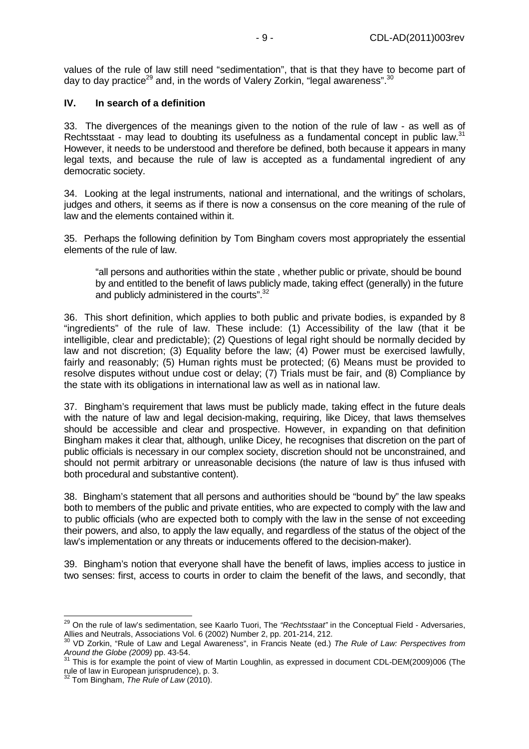values of the rule of law still need "sedimentation", that is that they have to become part of day to day practice[29] and, in the words of Valery Zorkin, "legal awareness".[30]

## IV. In search of a definition

33. The divergences of the meanings given to the notion of the rule of law - as well as of Rechtsstaat - may lead to doubting its usefulness as a fundamental concept in public law.[31] However, it needs to be understood and therefore be defined, both because it appears in many legal texts, and because the rule of law is accepted as a fundamental ingredient of any democratic society.

34. Looking at the legal instruments, national and international, and the writings of scholars, judges and others, it seems as if there is now a consensus on the core meaning of the rule of law and the elements contained within it.

35. Perhaps the following definition by Tom Bingham covers most appropriately the essential elements of the rule of law.

> "all persons and authorities within the state , whether public or private, should be bound by and entitled to the benefit of laws publicly made, taking effect (generally) in the future and publicly administered in the courts".[32]

36. This short definition, which applies to both public and private bodies, is expanded by 8 "ingredients" of the rule of law. These include: (1) Accessibility of the law (that it be intelligible, clear and predictable); (2) Questions of legal right should be normally decided by law and not discretion; (3) Equality before the law; (4) Power must be exercised lawfully, fairly and reasonably; (5) Human rights must be protected; (6) Means must be provided to resolve disputes without undue cost or delay; (7) Trials must be fair, and (8) Compliance by the state with its obligations in international law as well as in national law.

37. Bingham's requirement that laws must be publicly made, taking effect in the future deals with the nature of law and legal decision-making, requiring, like Dicey, that laws themselves should be accessible and clear and prospective. However, in expanding on that definition Bingham makes it clear that, although, unlike Dicey, he recognises that discretion on the part of public officials is necessary in our complex society, discretion should not be unconstrained, and should not permit arbitrary or unreasonable decisions (the nature of law is thus infused with both procedural and substantive content).

38. Bingham's statement that all persons and authorities should be "bound by" the law speaks both to members of the public and private entities, who are expected to comply with the law and to public officials (who are expected both to comply with the law in the sense of not exceeding their powers, and also, to apply the law equally, and regardless of the status of the object of the law's implementation or any threats or inducements offered to the decision-maker).

39. Bingham's notion that everyone shall have the benefit of laws, implies access to justice in two senses: first, access to courts in order to claim the benefit of the laws, and secondly, that

---

[29] On the rule of law's sedimentation, see Kaarlo Tuori, The *"Rechtsstaat"* in the Conceptual Field - Adversaries, Allies and Neutrals, Associations Vol. 6 (2002) Number 2, pp. 201-214, 212.

[30] VD Zorkin, "Rule of Law and Legal Awareness", in Francis Neate (ed.) *The Rule of Law: Perspectives from Around the Globe (2009)* pp. 43-54.

[31] This is for example the point of view of Martin Loughlin, as expressed in document CDL-DEM(2009)006 (The rule of law in European jurisprudence), p. 3.

[32] Tom Bingham, *The Rule of Law* (2010).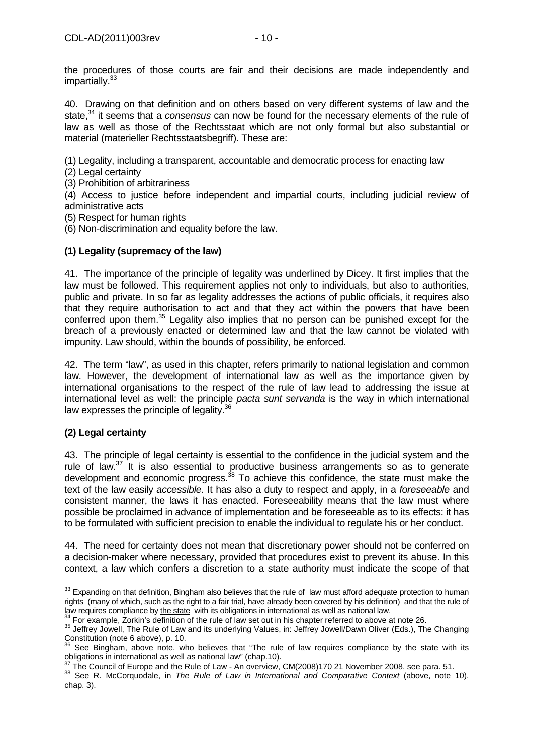the procedures of those courts are fair and their decisions are made independently and impartially.[33]

40. Drawing on that definition and on others based on very different systems of law and the state,[34] it seems that a *consensus* can now be found for the necessary elements of the rule of law as well as those of the Rechtsstaat which are not only formal but also substantial or material (materieller Rechtsstaatsbegriff). These are:

(1) Legality, including a transparent, accountable and democratic process for enacting law
(2) Legal certainty
(3) Prohibition of arbitrariness
(4) Access to justice before independent and impartial courts, including judicial review of administrative acts
(5) Respect for human rights
(6) Non-discrimination and equality before the law.

**(1) Legality (supremacy of the law)**

41. The importance of the principle of legality was underlined by Dicey. It first implies that the law must be followed. This requirement applies not only to individuals, but also to authorities, public and private. In so far as legality addresses the actions of public officials, it requires also that they require authorisation to act and that they act within the powers that have been conferred upon them.[35] Legality also implies that no person can be punished except for the breach of a previously enacted or determined law and that the law cannot be violated with impunity. Law should, within the bounds of possibility, be enforced.

42. The term "law", as used in this chapter, refers primarily to national legislation and common law. However, the development of international law as well as the importance given by international organisations to the respect of the rule of law lead to addressing the issue at international level as well: the principle *pacta sunt servanda* is the way in which international law expresses the principle of legality.[36]

**(2) Legal certainty**

43. The principle of legal certainty is essential to the confidence in the judicial system and the rule of law.[37] It is also essential to productive business arrangements so as to generate development and economic progress.[38] To achieve this confidence, the state must make the text of the law easily *accessible*. It has also a duty to respect and apply, in a *foreseeable* and consistent manner, the laws it has enacted. Foreseeability means that the law must where possible be proclaimed in advance of implementation and be foreseeable as to its effects: it has to be formulated with sufficient precision to enable the individual to regulate his or her conduct.

44. The need for certainty does not mean that discretionary power should not be conferred on a decision-maker where necessary, provided that procedures exist to prevent its abuse. In this context, a law which confers a discretion to a state authority must indicate the scope of that

---

[33] Expanding on that definition, Bingham also believes that the rule of law must afford adequate protection to human rights (many of which, such as the right to a fair trial, have already been covered by his definition) and that the rule of law requires compliance by the state with its obligations in international as well as national law.

[34] For example, Zorkin's definition of the rule of law set out in his chapter referred to above at note 26.

[35] Jeffrey Jowell, The Rule of Law and its underlying Values, in: Jeffrey Jowell/Dawn Oliver (Eds.), The Changing Constitution (note 6 above), p. 10.

[36] See Bingham, above note, who believes that "The rule of law requires compliance by the state with its obligations in international as well as national law" (chap.10).

[37] The Council of Europe and the Rule of Law - An overview, CM(2008)170 21 November 2008, see para. 51.

[38] See R. McCorquodale, in *The Rule of Law in International and Comparative Context* (above, note 10), chap. 3).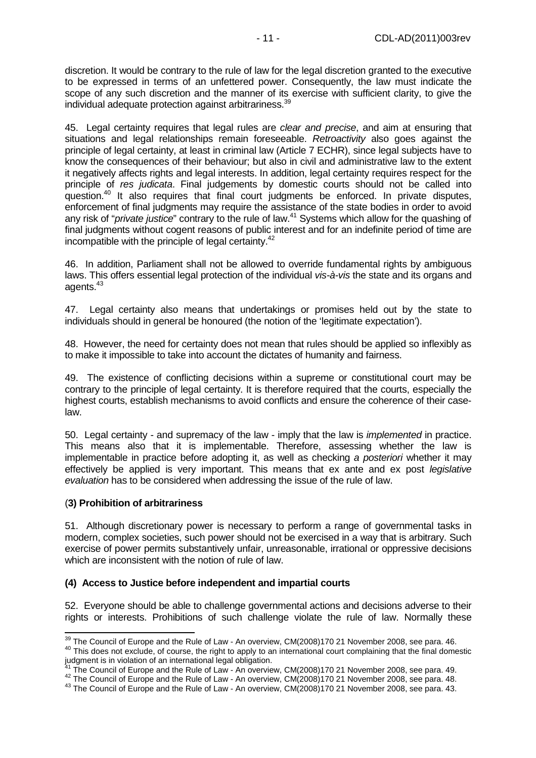discretion. It would be contrary to the rule of law for the legal discretion granted to the executive to be expressed in terms of an unfettered power. Consequently, the law must indicate the scope of any such discretion and the manner of its exercise with sufficient clarity, to give the individual adequate protection against arbitrariness.[39]

45. Legal certainty requires that legal rules are *clear and precise*, and aim at ensuring that situations and legal relationships remain foreseeable. *Retroactivity* also goes against the principle of legal certainty, at least in criminal law (Article 7 ECHR), since legal subjects have to know the consequences of their behaviour; but also in civil and administrative law to the extent it negatively affects rights and legal interests. In addition, legal certainty requires respect for the principle of *res judicata*. Final judgements by domestic courts should not be called into question.[40] It also requires that final court judgments be enforced. In private disputes, enforcement of final judgments may require the assistance of the state bodies in order to avoid any risk of "*private justice*" contrary to the rule of law.[41] Systems which allow for the quashing of final judgments without cogent reasons of public interest and for an indefinite period of time are incompatible with the principle of legal certainty.[42]

46. In addition, Parliament shall not be allowed to override fundamental rights by ambiguous laws. This offers essential legal protection of the individual *vis-à-vis* the state and its organs and agents.[43]

47. Legal certainty also means that undertakings or promises held out by the state to individuals should in general be honoured (the notion of the 'legitimate expectation').

48. However, the need for certainty does not mean that rules should be applied so inflexibly as to make it impossible to take into account the dictates of humanity and fairness.

49. The existence of conflicting decisions within a supreme or constitutional court may be contrary to the principle of legal certainty. It is therefore required that the courts, especially the highest courts, establish mechanisms to avoid conflicts and ensure the coherence of their case-law.

50. Legal certainty - and supremacy of the law - imply that the law is *implemented* in practice. This means also that it is implementable. Therefore, assessing whether the law is implementable in practice before adopting it, as well as checking *a posteriori* whether it may effectively be applied is very important. This means that ex ante and ex post *legislative evaluation* has to be considered when addressing the issue of the rule of law.

### (**3) Prohibition of arbitrariness**

51. Although discretionary power is necessary to perform a range of governmental tasks in modern, complex societies, such power should not be exercised in a way that is arbitrary. Such exercise of power permits substantively unfair, unreasonable, irrational or oppressive decisions which are inconsistent with the notion of rule of law.

### **(4) Access to Justice before independent and impartial courts**

52. Everyone should be able to challenge governmental actions and decisions adverse to their rights or interests. Prohibitions of such challenge violate the rule of law. Normally these

---

[39] The Council of Europe and the Rule of Law - An overview, CM(2008)170 21 November 2008, see para. 46.

[40] This does not exclude, of course, the right to apply to an international court complaining that the final domestic judgment is in violation of an international legal obligation.

[41] The Council of Europe and the Rule of Law - An overview, CM(2008)170 21 November 2008, see para. 49.

[42] The Council of Europe and the Rule of Law - An overview, CM(2008)170 21 November 2008, see para. 48.

[43] The Council of Europe and the Rule of Law - An overview, CM(2008)170 21 November 2008, see para. 43.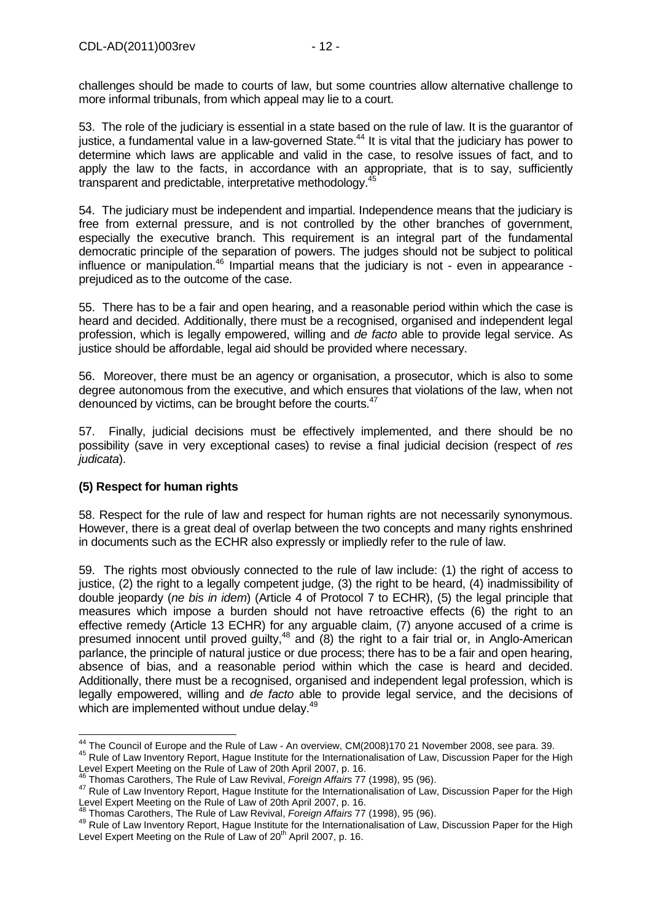challenges should be made to courts of law, but some countries allow alternative challenge to more informal tribunals, from which appeal may lie to a court.

53. The role of the judiciary is essential in a state based on the rule of law. It is the guarantor of justice, a fundamental value in a law-governed State.[44] It is vital that the judiciary has power to determine which laws are applicable and valid in the case, to resolve issues of fact, and to apply the law to the facts, in accordance with an appropriate, that is to say, sufficiently transparent and predictable, interpretative methodology.[45]

54. The judiciary must be independent and impartial. Independence means that the judiciary is free from external pressure, and is not controlled by the other branches of government, especially the executive branch. This requirement is an integral part of the fundamental democratic principle of the separation of powers. The judges should not be subject to political influence or manipulation.[46] Impartial means that the judiciary is not - even in appearance - prejudiced as to the outcome of the case.

55. There has to be a fair and open hearing, and a reasonable period within which the case is heard and decided. Additionally, there must be a recognised, organised and independent legal profession, which is legally empowered, willing and *de facto* able to provide legal service. As justice should be affordable, legal aid should be provided where necessary.

56. Moreover, there must be an agency or organisation, a prosecutor, which is also to some degree autonomous from the executive, and which ensures that violations of the law, when not denounced by victims, can be brought before the courts.[47]

57. Finally, judicial decisions must be effectively implemented, and there should be no possibility (save in very exceptional cases) to revise a final judicial decision (respect of *res judicata*).

### (5) Respect for human rights

58. Respect for the rule of law and respect for human rights are not necessarily synonymous. However, there is a great deal of overlap between the two concepts and many rights enshrined in documents such as the ECHR also expressly or impliedly refer to the rule of law.

59. The rights most obviously connected to the rule of law include: (1) the right of access to justice, (2) the right to a legally competent judge, (3) the right to be heard, (4) inadmissibility of double jeopardy (*ne bis in idem*) (Article 4 of Protocol 7 to ECHR), (5) the legal principle that measures which impose a burden should not have retroactive effects (6) the right to an effective remedy (Article 13 ECHR) for any arguable claim, (7) anyone accused of a crime is presumed innocent until proved guilty,[48] and (8) the right to a fair trial or, in Anglo-American parlance, the principle of natural justice or due process; there has to be a fair and open hearing, absence of bias, and a reasonable period within which the case is heard and decided. Additionally, there must be a recognised, organised and independent legal profession, which is legally empowered, willing and *de facto* able to provide legal service, and the decisions of which are implemented without undue delay.[49]

---

[44] The Council of Europe and the Rule of Law - An overview, CM(2008)170 21 November 2008, see para. 39.

[45] Rule of Law Inventory Report, Hague Institute for the Internationalisation of Law, Discussion Paper for the High Level Expert Meeting on the Rule of Law of 20th April 2007, p. 16.

[46] Thomas Carothers, The Rule of Law Revival, *Foreign Affairs* 77 (1998), 95 (96).

[47] Rule of Law Inventory Report, Hague Institute for the Internationalisation of Law, Discussion Paper for the High Level Expert Meeting on the Rule of Law of 20th April 2007, p. 16.

[48] Thomas Carothers, The Rule of Law Revival, *Foreign Affairs* 77 (1998), 95 (96).

[49] Rule of Law Inventory Report, Hague Institute for the Internationalisation of Law, Discussion Paper for the High Level Expert Meeting on the Rule of Law of 20th April 2007, p. 16.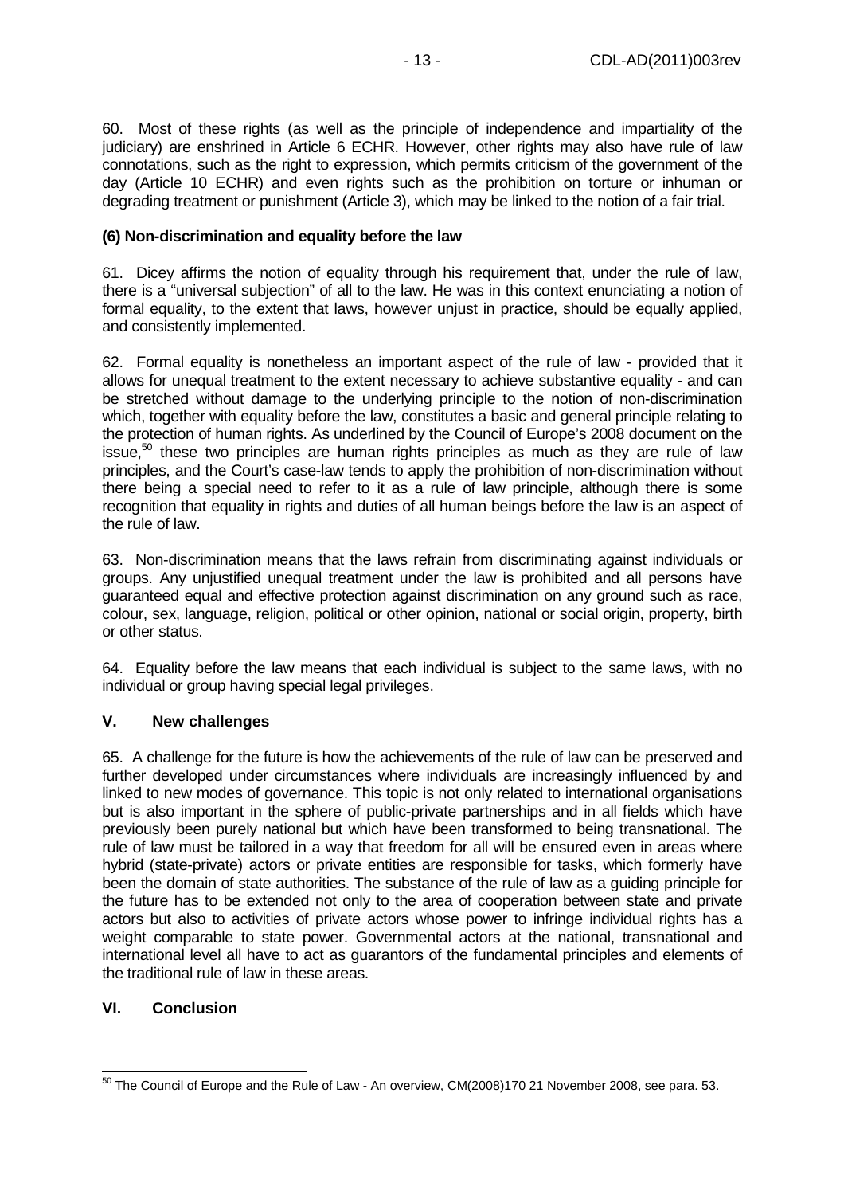60. Most of these rights (as well as the principle of independence and impartiality of the judiciary) are enshrined in Article 6 ECHR. However, other rights may also have rule of law connotations, such as the right to expression, which permits criticism of the government of the day (Article 10 ECHR) and even rights such as the prohibition on torture or inhuman or degrading treatment or punishment (Article 3), which may be linked to the notion of a fair trial.

### (6) Non-discrimination and equality before the law

61. Dicey affirms the notion of equality through his requirement that, under the rule of law, there is a "universal subjection" of all to the law. He was in this context enunciating a notion of formal equality, to the extent that laws, however unjust in practice, should be equally applied, and consistently implemented.

62. Formal equality is nonetheless an important aspect of the rule of law - provided that it allows for unequal treatment to the extent necessary to achieve substantive equality - and can be stretched without damage to the underlying principle to the notion of non-discrimination which, together with equality before the law, constitutes a basic and general principle relating to the protection of human rights. As underlined by the Council of Europe's 2008 document on the issue,[50] these two principles are human rights principles as much as they are rule of law principles, and the Court's case-law tends to apply the prohibition of non-discrimination without there being a special need to refer to it as a rule of law principle, although there is some recognition that equality in rights and duties of all human beings before the law is an aspect of the rule of law.

63. Non-discrimination means that the laws refrain from discriminating against individuals or groups. Any unjustified unequal treatment under the law is prohibited and all persons have guaranteed equal and effective protection against discrimination on any ground such as race, colour, sex, language, religion, political or other opinion, national or social origin, property, birth or other status.

64. Equality before the law means that each individual is subject to the same laws, with no individual or group having special legal privileges.

## V. New challenges

65. A challenge for the future is how the achievements of the rule of law can be preserved and further developed under circumstances where individuals are increasingly influenced by and linked to new modes of governance. This topic is not only related to international organisations but is also important in the sphere of public-private partnerships and in all fields which have previously been purely national but which have been transformed to being transnational. The rule of law must be tailored in a way that freedom for all will be ensured even in areas where hybrid (state-private) actors or private entities are responsible for tasks, which formerly have been the domain of state authorities. The substance of the rule of law as a guiding principle for the future has to be extended not only to the area of cooperation between state and private actors but also to activities of private actors whose power to infringe individual rights has a weight comparable to state power. Governmental actors at the national, transnational and international level all have to act as guarantors of the fundamental principles and elements of the traditional rule of law in these areas.

## VI. Conclusion

---

[50] The Council of Europe and the Rule of Law - An overview, CM(2008)170 21 November 2008, see para. 53.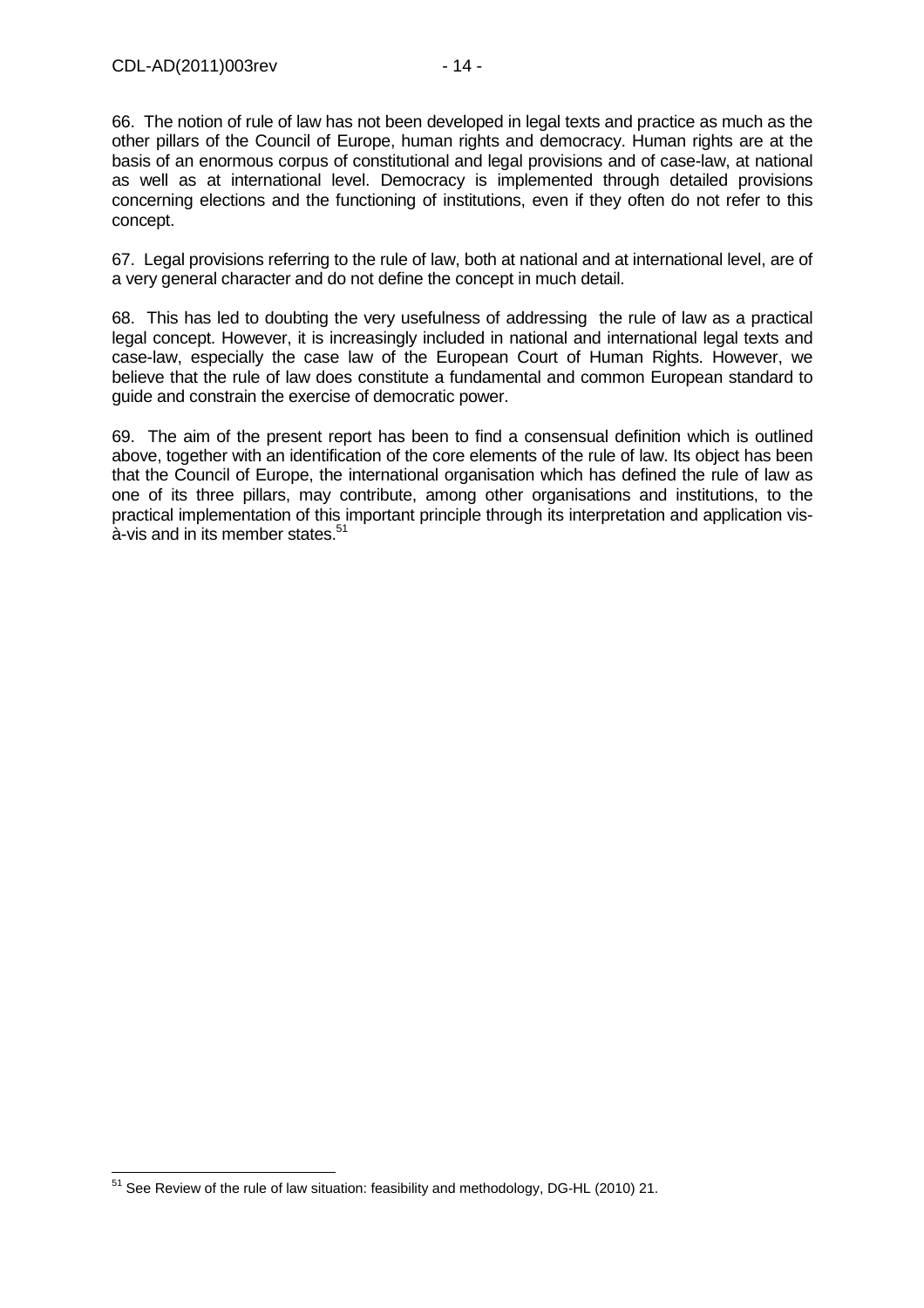66. The notion of rule of law has not been developed in legal texts and practice as much as the other pillars of the Council of Europe, human rights and democracy. Human rights are at the basis of an enormous corpus of constitutional and legal provisions and of case-law, at national as well as at international level. Democracy is implemented through detailed provisions concerning elections and the functioning of institutions, even if they often do not refer to this concept.

67. Legal provisions referring to the rule of law, both at national and at international level, are of a very general character and do not define the concept in much detail.

68. This has led to doubting the very usefulness of addressing the rule of law as a practical legal concept. However, it is increasingly included in national and international legal texts and case-law, especially the case law of the European Court of Human Rights. However, we believe that the rule of law does constitute a fundamental and common European standard to guide and constrain the exercise of democratic power.

69. The aim of the present report has been to find a consensual definition which is outlined above, together with an identification of the core elements of the rule of law. Its object has been that the Council of Europe, the international organisation which has defined the rule of law as one of its three pillars, may contribute, among other organisations and institutions, to the practical implementation of this important principle through its interpretation and application vis-à-vis and in its member states.[51]

---

[51] See Review of the rule of law situation: feasibility and methodology, DG-HL (2010) 21.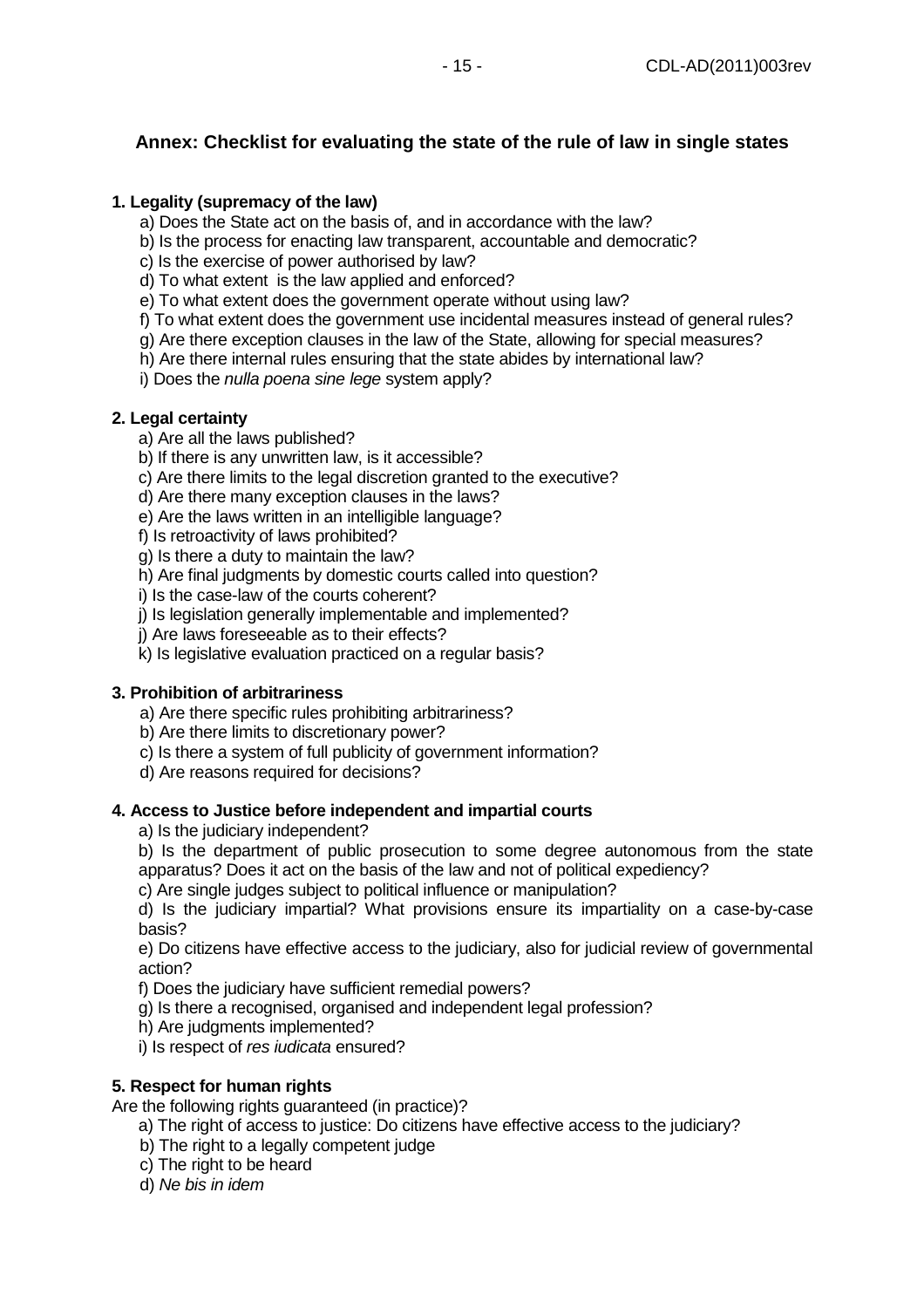## Annex: Checklist for evaluating the state of the rule of law in single states

### 1. Legality (supremacy of the law)

a) Does the State act on the basis of, and in accordance with the law?
b) Is the process for enacting law transparent, accountable and democratic?
c) Is the exercise of power authorised by law?
d) To what extent is the law applied and enforced?
e) To what extent does the government operate without using law?
f) To what extent does the government use incidental measures instead of general rules?
g) Are there exception clauses in the law of the State, allowing for special measures?
h) Are there internal rules ensuring that the state abides by international law?
i) Does the *nulla poena sine lege* system apply?

### 2. Legal certainty

a) Are all the laws published?
b) If there is any unwritten law, is it accessible?
c) Are there limits to the legal discretion granted to the executive?
d) Are there many exception clauses in the laws?
e) Are the laws written in an intelligible language?
f) Is retroactivity of laws prohibited?
g) Is there a duty to maintain the law?
h) Are final judgments by domestic courts called into question?
i) Is the case-law of the courts coherent?
j) Is legislation generally implementable and implemented?
j) Are laws foreseeable as to their effects?
k) Is legislative evaluation practiced on a regular basis?

### 3. Prohibition of arbitrariness

a) Are there specific rules prohibiting arbitrariness?
b) Are there limits to discretionary power?
c) Is there a system of full publicity of government information?
d) Are reasons required for decisions?

### 4. Access to Justice before independent and impartial courts

a) Is the judiciary independent?
b) Is the department of public prosecution to some degree autonomous from the state apparatus? Does it act on the basis of the law and not of political expediency?
c) Are single judges subject to political influence or manipulation?
d) Is the judiciary impartial? What provisions ensure its impartiality on a case-by-case basis?
e) Do citizens have effective access to the judiciary, also for judicial review of governmental action?
f) Does the judiciary have sufficient remedial powers?
g) Is there a recognised, organised and independent legal profession?
h) Are judgments implemented?
i) Is respect of *res iudicata* ensured?

### 5. Respect for human rights

Are the following rights guaranteed (in practice)?

a) The right of access to justice: Do citizens have effective access to the judiciary?
b) The right to a legally competent judge
c) The right to be heard
d) *Ne bis in idem*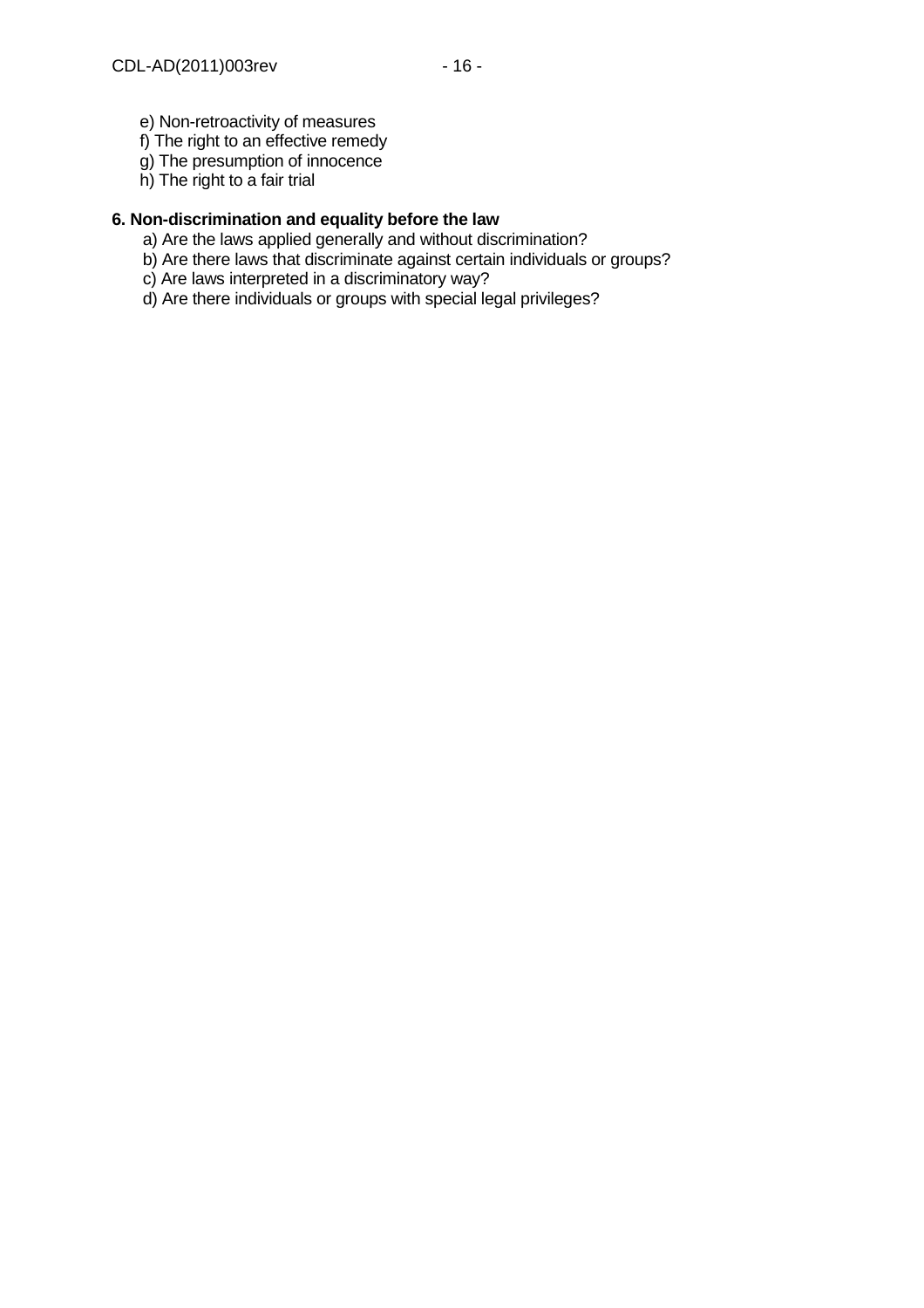e) Non-retroactivity of measures
f) The right to an effective remedy
g) The presumption of innocence
h) The right to a fair trial

**6. Non-discrimination and equality before the law**

a) Are the laws applied generally and without discrimination?
b) Are there laws that discriminate against certain individuals or groups?
c) Are laws interpreted in a discriminatory way?
d) Are there individuals or groups with special legal privileges?